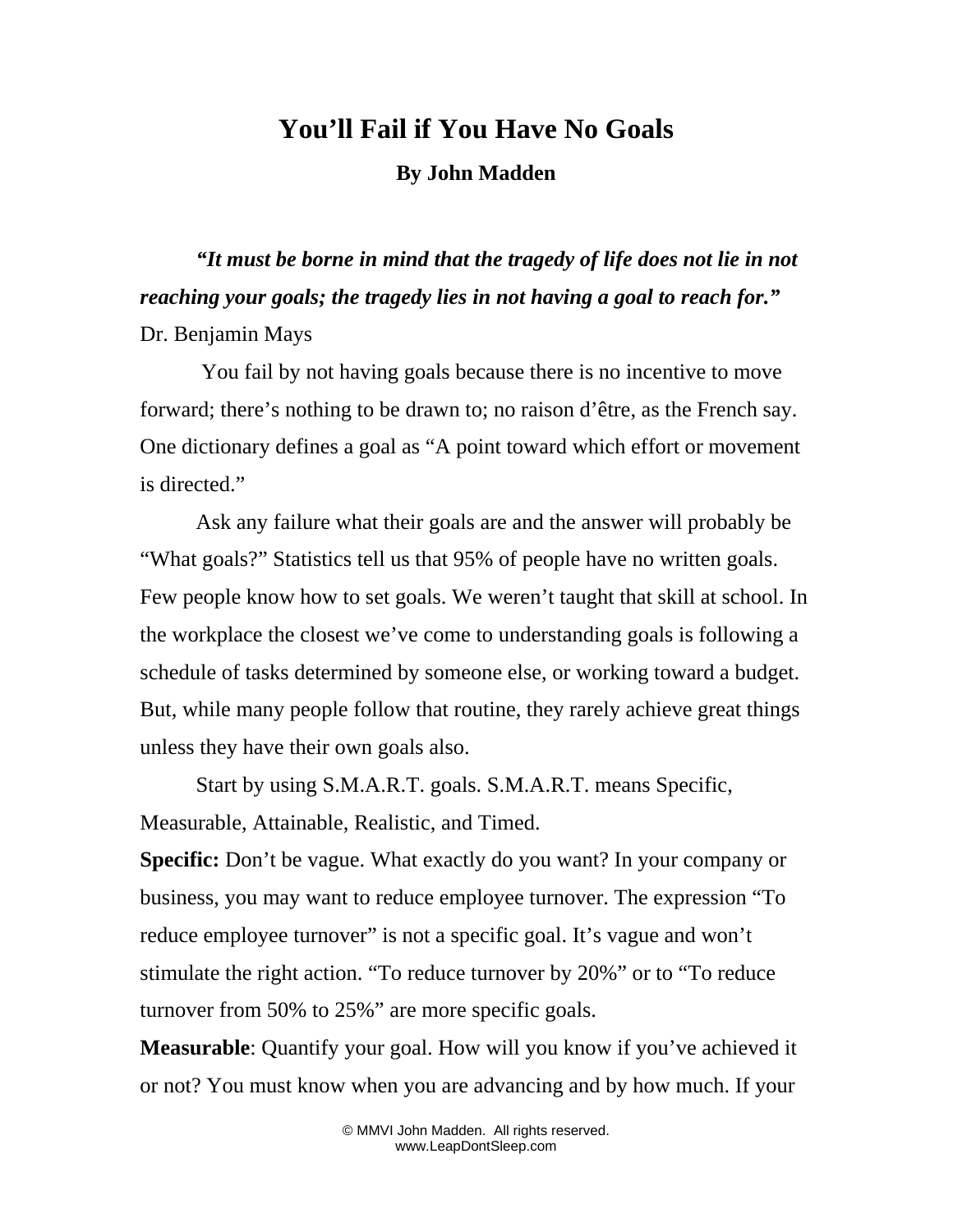# You'll Fail if You Have No Goals

**By John Madden**

***"It must be borne in mind that the tragedy of life does not lie in not reaching your goals; the tragedy lies in not having a goal to reach for."*** Dr. Benjamin Mays

You fail by not having goals because there is no incentive to move forward; there's nothing to be drawn to; no raison d'être, as the French say. One dictionary defines a goal as "A point toward which effort or movement is directed."

Ask any failure what their goals are and the answer will probably be "What goals?" Statistics tell us that 95% of people have no written goals. Few people know how to set goals. We weren't taught that skill at school. In the workplace the closest we've come to understanding goals is following a schedule of tasks determined by someone else, or working toward a budget. But, while many people follow that routine, they rarely achieve great things unless they have their own goals also.

Start by using S.M.A.R.T. goals. S.M.A.R.T. means Specific, Measurable, Attainable, Realistic, and Timed.

**Specific:** Don't be vague. What exactly do you want? In your company or business, you may want to reduce employee turnover. The expression "To reduce employee turnover" is not a specific goal. It's vague and won't stimulate the right action. "To reduce turnover by 20%" or to "To reduce turnover from 50% to 25%" are more specific goals.

**Measurable**: Quantify your goal. How will you know if you've achieved it or not? You must know when you are advancing and by how much. If your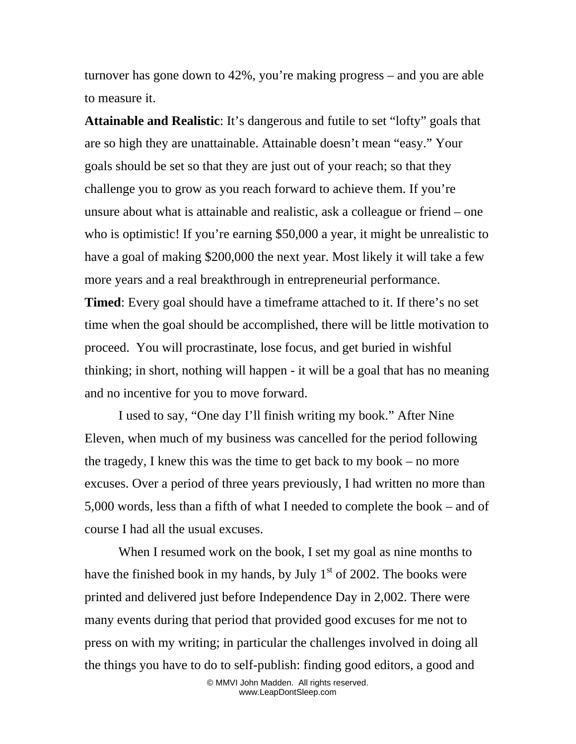turnover has gone down to 42%, you’re making progress – and you are able to measure it.

**Attainable and Realistic**: It’s dangerous and futile to set “lofty” goals that are so high they are unattainable. Attainable doesn’t mean “easy.” Your goals should be set so that they are just out of your reach; so that they challenge you to grow as you reach forward to achieve them. If you’re unsure about what is attainable and realistic, ask a colleague or friend – one who is optimistic! If you’re earning $50,000 a year, it might be unrealistic to have a goal of making $200,000 the next year. Most likely it will take a few more years and a real breakthrough in entrepreneurial performance.

**Timed**: Every goal should have a timeframe attached to it. If there’s no set time when the goal should be accomplished, there will be little motivation to proceed. You will procrastinate, lose focus, and get buried in wishful thinking; in short, nothing will happen - it will be a goal that has no meaning and no incentive for you to move forward.

I used to say, “One day I’ll finish writing my book.” After Nine Eleven, when much of my business was cancelled for the period following the tragedy, I knew this was the time to get back to my book – no more excuses. Over a period of three years previously, I had written no more than 5,000 words, less than a fifth of what I needed to complete the book – and of course I had all the usual excuses.

When I resumed work on the book, I set my goal as nine months to have the finished book in my hands, by July 1st of 2002. The books were printed and delivered just before Independence Day in 2,002. There were many events during that period that provided good excuses for me not to press on with my writing; in particular the challenges involved in doing all the things you have to do to self-publish: finding good editors, a good and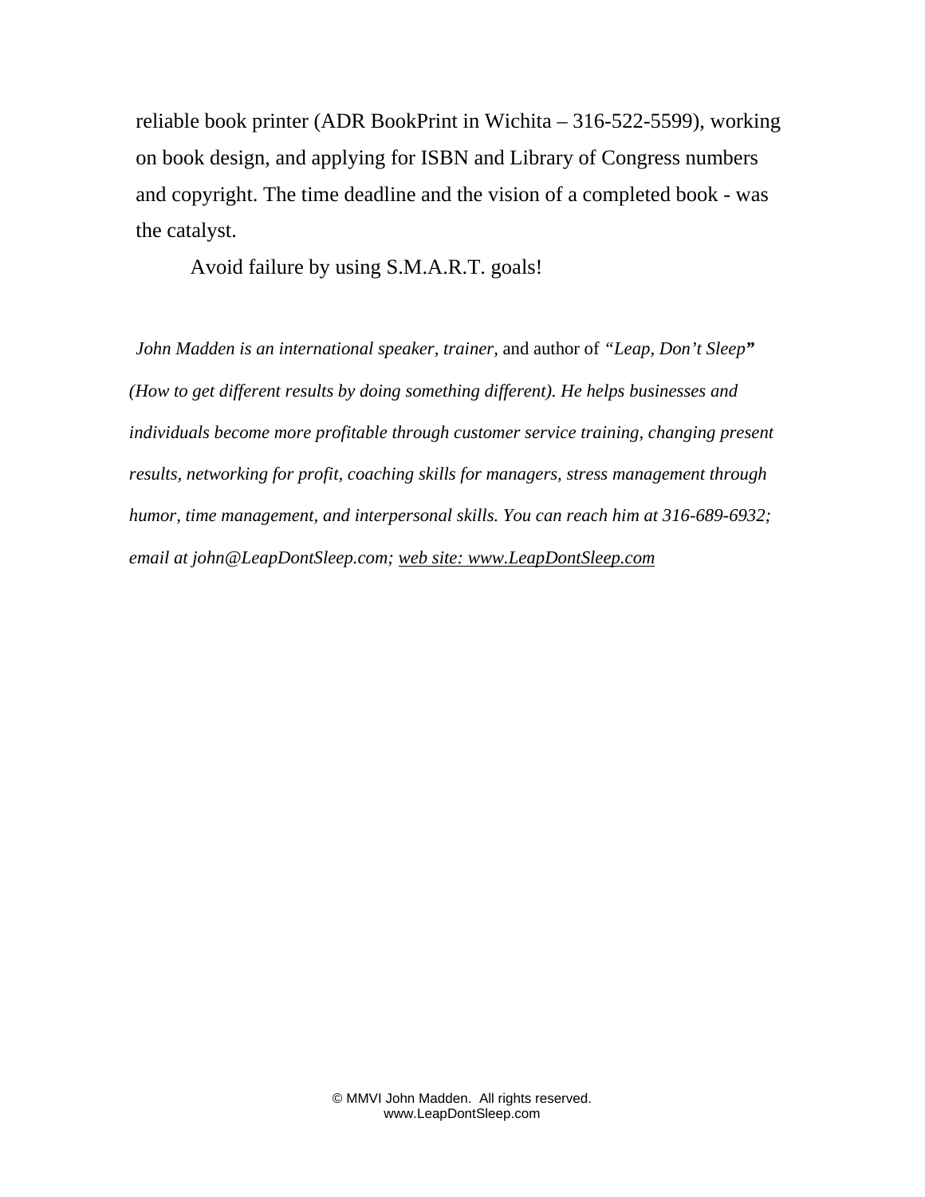reliable book printer (ADR BookPrint in Wichita – 316-522-5599), working on book design, and applying for ISBN and Library of Congress numbers and copyright. The time deadline and the vision of a completed book - was the catalyst.

Avoid failure by using S.M.A.R.T. goals!

*John Madden is an international speaker, trainer,* and author of *"Leap, Don't Sleep"* *(How to get different results by doing something different). He helps businesses and individuals become more profitable through customer service training, changing present results, networking for profit, coaching skills for managers, stress management through humor, time management, and interpersonal skills. You can reach him at 316-689-6932; email at john@LeapDontSleep.com; web site: www.LeapDontSleep.com*

© MMVI John Madden. All rights reserved.
www.LeapDontSleep.com